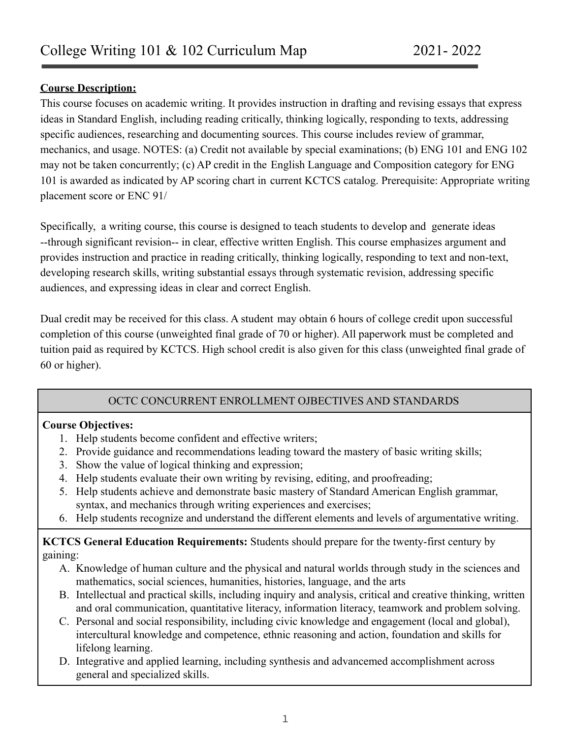# College Writing 101 & 102 Curriculum Map 2021- 2022

**Course Description:**

This course focuses on academic writing. It provides instruction in drafting and revising essays that express ideas in Standard English, including reading critically, thinking logically, responding to texts, addressing specific audiences, researching and documenting sources. This course includes review of grammar, mechanics, and usage. NOTES: (a) Credit not available by special examinations; (b) ENG 101 and ENG 102 may not be taken concurrently; (c) AP credit in the English Language and Composition category for ENG 101 is awarded as indicated by AP scoring chart in current KCTCS catalog. Prerequisite: Appropriate writing placement score or ENC 91/

Specifically, a writing course, this course is designed to teach students to develop and generate ideas --through significant revision-- in clear, effective written English. This course emphasizes argument and provides instruction and practice in reading critically, thinking logically, responding to text and non-text, developing research skills, writing substantial essays through systematic revision, addressing specific audiences, and expressing ideas in clear and correct English.

Dual credit may be received for this class. A student may obtain 6 hours of college credit upon successful completion of this course (unweighted final grade of 70 or higher). All paperwork must be completed and tuition paid as required by KCTCS. High school credit is also given for this class (unweighted final grade of 60 or higher).

| OCTC CONCURRENT ENROLLMENT OJBECTIVES AND STANDARDS |
|---|
| **Course Objectives:**<br>1. Help students become confident and effective writers;<br>2. Provide guidance and recommendations leading toward the mastery of basic writing skills;<br>3. Show the value of logical thinking and expression;<br>4. Help students evaluate their own writing by revising, editing, and proofreading;<br>5. Help students achieve and demonstrate basic mastery of Standard American English grammar, syntax, and mechanics through writing experiences and exercises;<br>6. Help students recognize and understand the different elements and levels of argumentative writing. |
| **KCTCS General Education Requirements:** Students should prepare for the twenty-first century by gaining:<br>A. Knowledge of human culture and the physical and natural worlds through study in the sciences and mathematics, social sciences, humanities, histories, language, and the arts<br>B. Intellectual and practical skills, including inquiry and analysis, critical and creative thinking, written and oral communication, quantitative literacy, information literacy, teamwork and problem solving.<br>C. Personal and social responsibility, including civic knowledge and engagement (local and global), intercultural knowledge and competence, ethnic reasoning and action, foundation and skills for lifelong learning.<br>D. Integrative and applied learning, including synthesis and advancemed accomplishment across general and specialized skills. |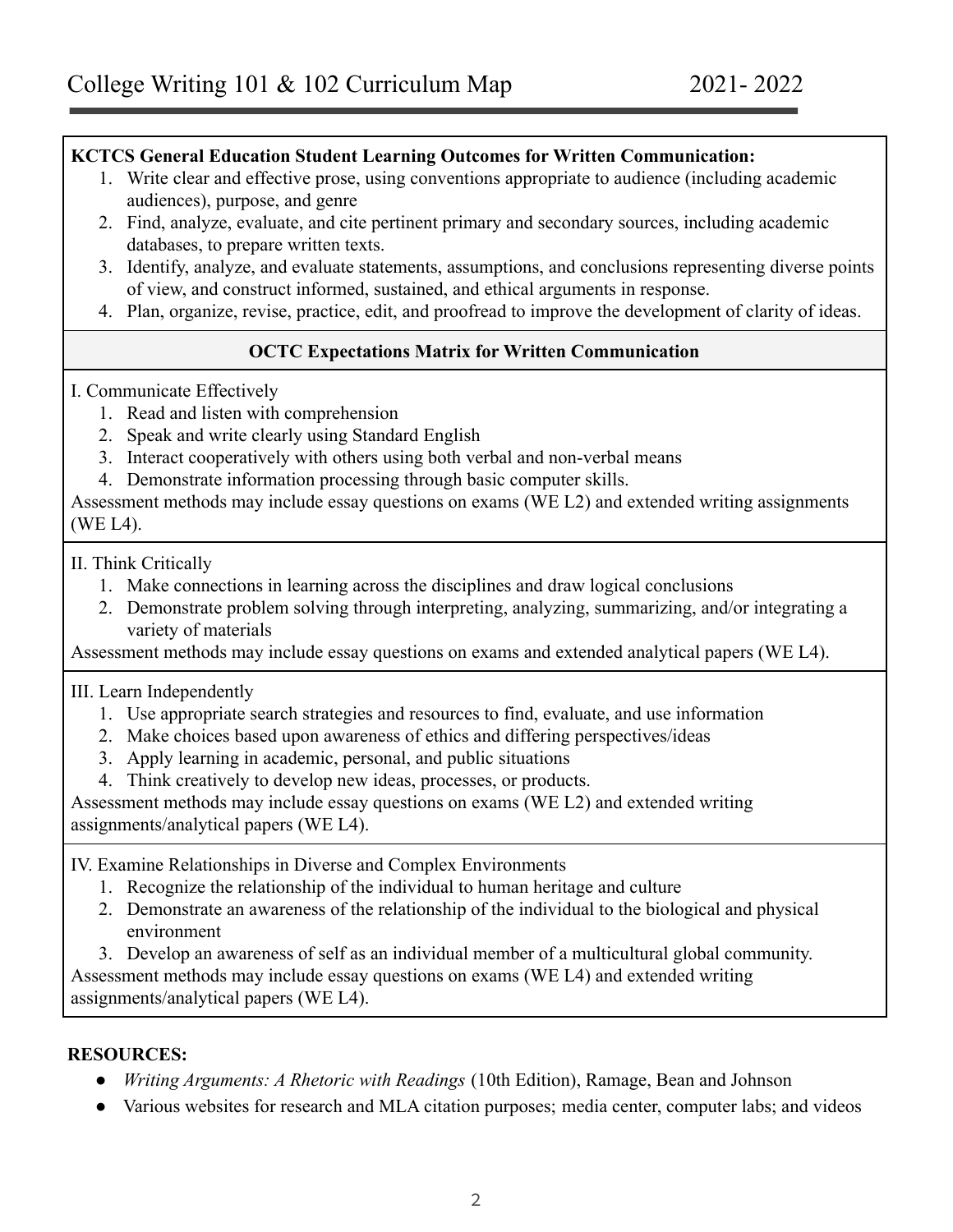**KCTCS General Education Student Learning Outcomes for Written Communication:**

1. Write clear and effective prose, using conventions appropriate to audience (including academic audiences), purpose, and genre
2. Find, analyze, evaluate, and cite pertinent primary and secondary sources, including academic databases, to prepare written texts.
3. Identify, analyze, and evaluate statements, assumptions, and conclusions representing diverse points of view, and construct informed, sustained, and ethical arguments in response.
4. Plan, organize, revise, practice, edit, and proofread to improve the development of clarity of ideas.

**OCTC Expectations Matrix for Written Communication**

I. Communicate Effectively

1. Read and listen with comprehension
2. Speak and write clearly using Standard English
3. Interact cooperatively with others using both verbal and non-verbal means
4. Demonstrate information processing through basic computer skills.

Assessment methods may include essay questions on exams (WE L2) and extended writing assignments (WE L4).

II. Think Critically

1. Make connections in learning across the disciplines and draw logical conclusions
2. Demonstrate problem solving through interpreting, analyzing, summarizing, and/or integrating a variety of materials

Assessment methods may include essay questions on exams and extended analytical papers (WE L4).

III. Learn Independently

1. Use appropriate search strategies and resources to find, evaluate, and use information
2. Make choices based upon awareness of ethics and differing perspectives/ideas
3. Apply learning in academic, personal, and public situations
4. Think creatively to develop new ideas, processes, or products.

Assessment methods may include essay questions on exams (WE L2) and extended writing assignments/analytical papers (WE L4).

IV. Examine Relationships in Diverse and Complex Environments

1. Recognize the relationship of the individual to human heritage and culture
2. Demonstrate an awareness of the relationship of the individual to the biological and physical environment
3. Develop an awareness of self as an individual member of a multicultural global community.

Assessment methods may include essay questions on exams (WE L4) and extended writing assignments/analytical papers (WE L4).

**RESOURCES:**

- *Writing Arguments: A Rhetoric with Readings* (10th Edition), Ramage, Bean and Johnson
- Various websites for research and MLA citation purposes; media center, computer labs; and videos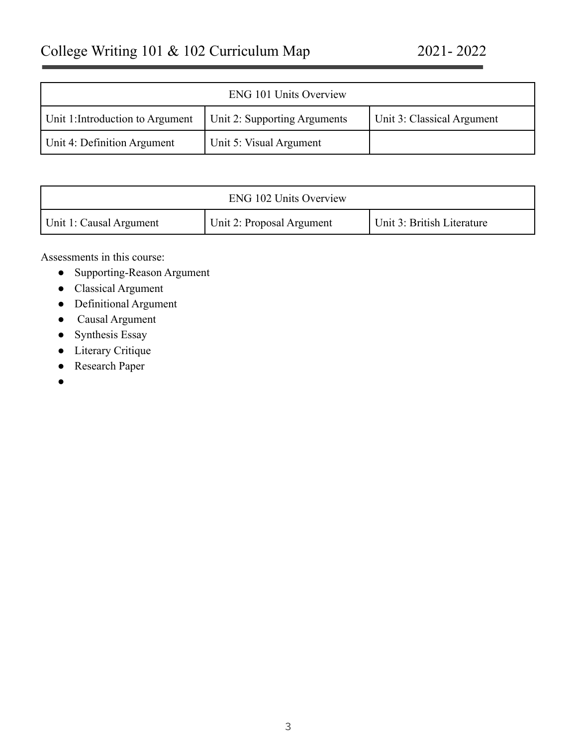# College Writing 101 & 102 Curriculum Map 2021- 2022

| ENG 101 Units Overview | | |
|---|---|---|
| Unit 1:Introduction to Argument | Unit 2: Supporting Arguments | Unit 3: Classical Argument |
| Unit 4: Definition Argument | Unit 5: Visual Argument | |

| ENG 102 Units Overview | | |
|---|---|---|
| Unit 1: Causal Argument | Unit 2: Proposal Argument | Unit 3: British Literature |

Assessments in this course:

- Supporting-Reason Argument
- Classical Argument
- Definitional Argument
- Causal Argument
- Synthesis Essay
- Literary Critique
- Research Paper
-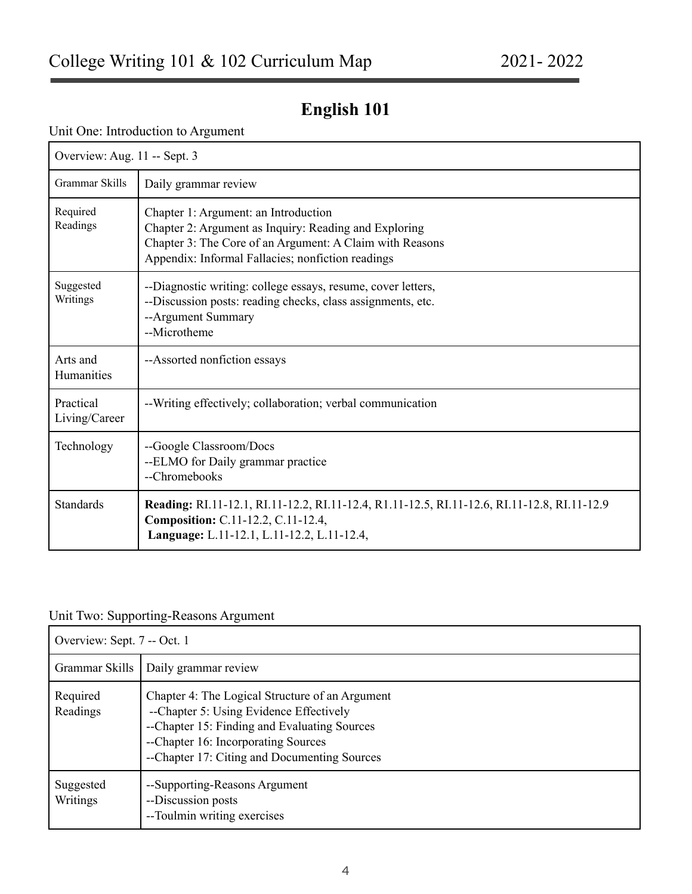# English 101

Unit One: Introduction to Argument

| Overview: Aug. 11 -- Sept. 3 | |
|---|---|
| Grammar Skills | Daily grammar review |
| Required Readings | Chapter 1: Argument: an Introduction<br>Chapter 2: Argument as Inquiry: Reading and Exploring<br>Chapter 3: The Core of an Argument: A Claim with Reasons<br>Appendix: Informal Fallacies; nonfiction readings |
| Suggested Writings | --Diagnostic writing: college essays, resume, cover letters,<br>--Discussion posts: reading checks, class assignments, etc.<br>--Argument Summary<br>--Microtheme |
| Arts and Humanities | --Assorted nonfiction essays |
| Practical Living/Career | --Writing effectively; collaboration; verbal communication |
| Technology | --Google Classroom/Docs<br>--ELMO for Daily grammar practice<br>--Chromebooks |
| Standards | **Reading:** RI.11-12.1, RI.11-12.2, RI.11-12.4, R1.11-12.5, RI.11-12.6, RI.11-12.8, RI.11-12.9<br>**Composition:** C.11-12.2, C.11-12.4,<br>**Language:** L.11-12.1, L.11-12.2, L.11-12.4, |

Unit Two: Supporting-Reasons Argument

| Overview: Sept. 7 -- Oct. 1 | |
|---|---|
| Grammar Skills | Daily grammar review |
| Required Readings | Chapter 4: The Logical Structure of an Argument<br>--Chapter 5: Using Evidence Effectively<br>--Chapter 15: Finding and Evaluating Sources<br>--Chapter 16: Incorporating Sources<br>--Chapter 17: Citing and Documenting Sources |
| Suggested Writings | --Supporting-Reasons Argument<br>--Discussion posts<br>--Toulmin writing exercises |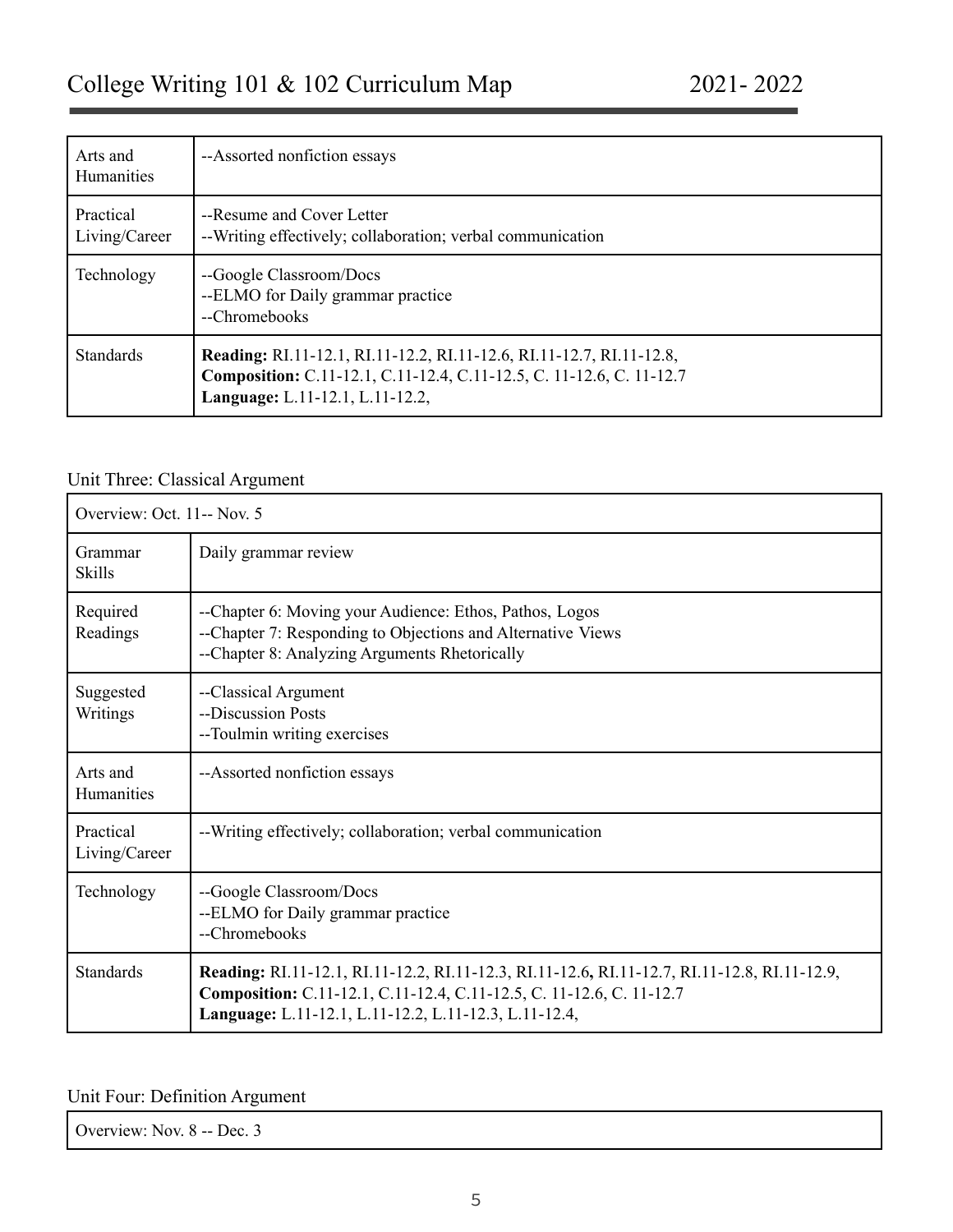| Arts and Humanities | --Assorted nonfiction essays |
|---|---|
| Practical Living/Career | --Resume and Cover Letter<br>--Writing effectively; collaboration; verbal communication |
| Technology | --Google Classroom/Docs<br>--ELMO for Daily grammar practice<br>--Chromebooks |
| Standards | **Reading:** RI.11-12.1, RI.11-12.2, RI.11-12.6, RI.11-12.7, RI.11-12.8,<br>**Composition:** C.11-12.1, C.11-12.4, C.11-12.5, C. 11-12.6, C. 11-12.7<br>**Language:** L.11-12.1, L.11-12.2, |

Unit Three: Classical Argument

| Overview: Oct. 11-- Nov. 5 | |
|---|---|
| Grammar Skills | Daily grammar review |
| Required Readings | --Chapter 6: Moving your Audience: Ethos, Pathos, Logos<br>--Chapter 7: Responding to Objections and Alternative Views<br>--Chapter 8: Analyzing Arguments Rhetorically |
| Suggested Writings | --Classical Argument<br>--Discussion Posts<br>--Toulmin writing exercises |
| Arts and Humanities | --Assorted nonfiction essays |
| Practical Living/Career | --Writing effectively; collaboration; verbal communication |
| Technology | --Google Classroom/Docs<br>--ELMO for Daily grammar practice<br>--Chromebooks |
| Standards | **Reading:** RI.11-12.1, RI.11-12.2, RI.11-12.3, RI.11-12.6**,** RI.11-12.7, RI.11-12.8, RI.11-12.9,<br>**Composition:** C.11-12.1, C.11-12.4, C.11-12.5, C. 11-12.6, C. 11-12.7<br>**Language:** L.11-12.1, L.11-12.2, L.11-12.3, L.11-12.4, |

Unit Four: Definition Argument

| Overview: Nov. 8 -- Dec. 3 |
|---|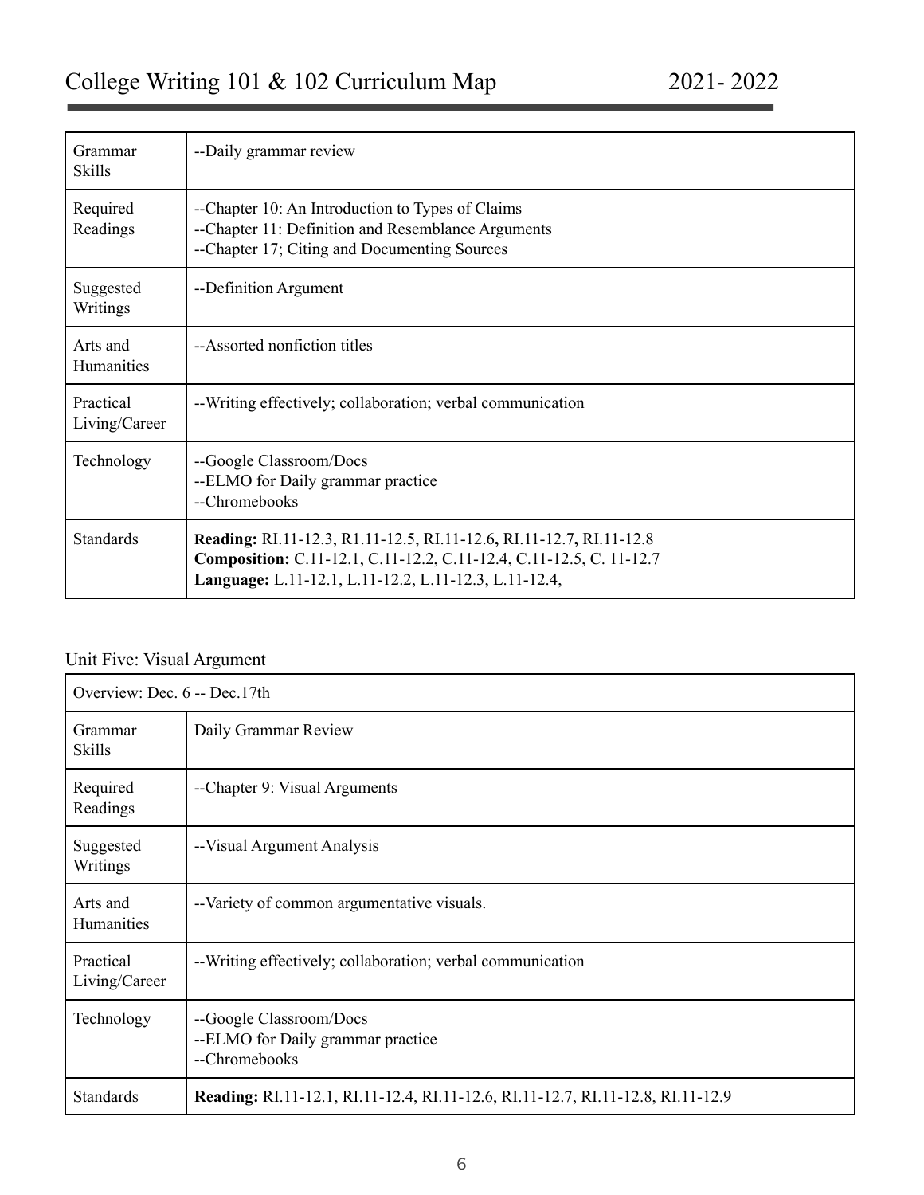| Grammar Skills | --Daily grammar review |
|---|---|
| Required Readings | --Chapter 10: An Introduction to Types of Claims<br>--Chapter 11: Definition and Resemblance Arguments<br>--Chapter 17; Citing and Documenting Sources |
| Suggested Writings | --Definition Argument |
| Arts and Humanities | --Assorted nonfiction titles |
| Practical Living/Career | --Writing effectively; collaboration; verbal communication |
| Technology | --Google Classroom/Docs<br>--ELMO for Daily grammar practice<br>--Chromebooks |
| Standards | **Reading:** RI.11-12.3, R1.11-12.5, RI.11-12.6**,** RI.11-12.7**,** RI.11-12.8<br>**Composition:** C.11-12.1, C.11-12.2, C.11-12.4, C.11-12.5, C. 11-12.7<br>**Language:** L.11-12.1, L.11-12.2, L.11-12.3, L.11-12.4, |

Unit Five: Visual Argument

| Overview: Dec. 6 -- Dec.17th | |
|---|---|
| Grammar Skills | Daily Grammar Review |
| Required Readings | --Chapter 9: Visual Arguments |
| Suggested Writings | --Visual Argument Analysis |
| Arts and Humanities | --Variety of common argumentative visuals. |
| Practical Living/Career | --Writing effectively; collaboration; verbal communication |
| Technology | --Google Classroom/Docs<br>--ELMO for Daily grammar practice<br>--Chromebooks |
| Standards | **Reading:** RI.11-12.1, RI.11-12.4, RI.11-12.6, RI.11-12.7, RI.11-12.8, RI.11-12.9 |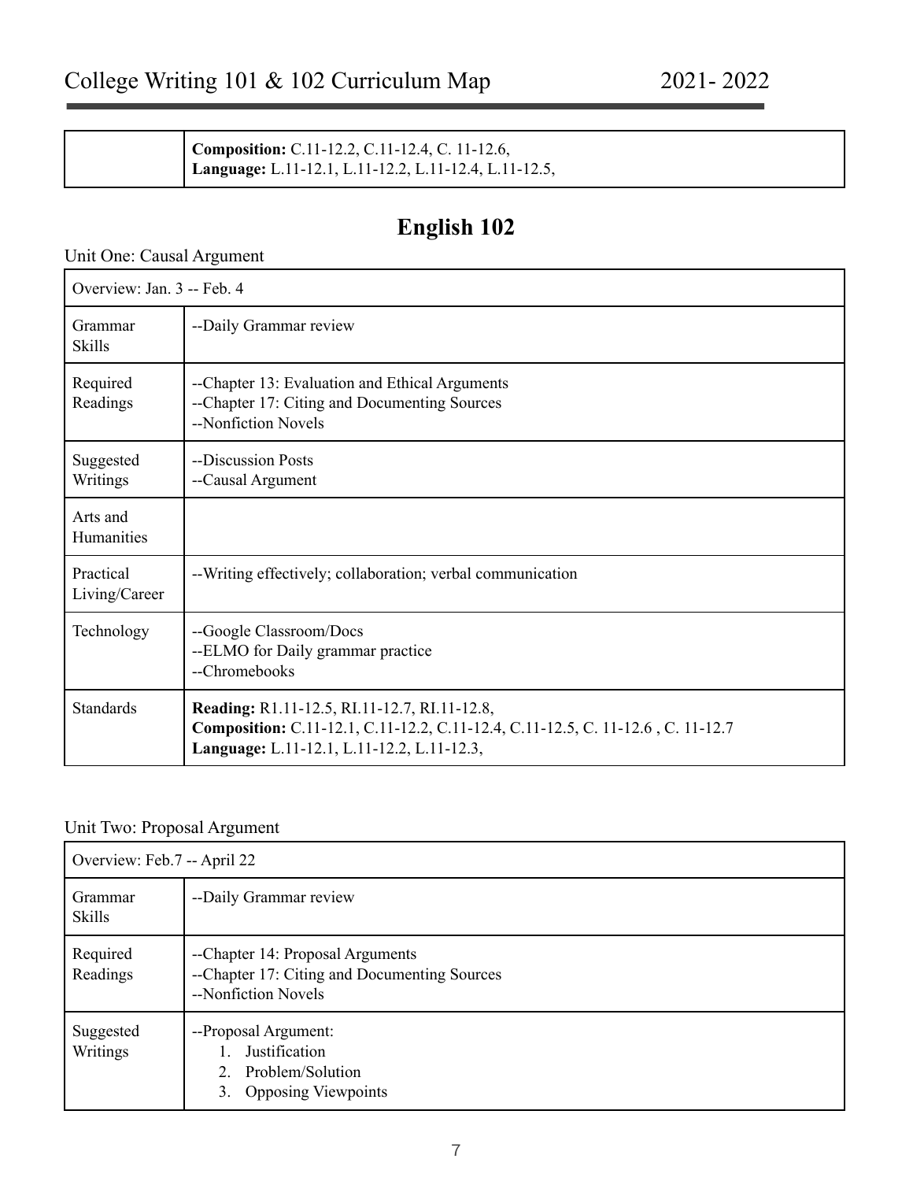| | |
|---|---|
| | **Composition:** C.11-12.2, C.11-12.4, C. 11-12.6,<br>**Language:** L.11-12.1, L.11-12.2, L.11-12.4, L.11-12.5, |

# English 102

Unit One: Causal Argument

| Overview: Jan. 3 -- Feb. 4 | |
|---|---|
| Grammar Skills | --Daily Grammar review |
| Required Readings | --Chapter 13: Evaluation and Ethical Arguments<br>--Chapter 17: Citing and Documenting Sources<br>--Nonfiction Novels |
| Suggested Writings | --Discussion Posts<br>--Causal Argument |
| Arts and Humanities | |
| Practical Living/Career | --Writing effectively; collaboration; verbal communication |
| Technology | --Google Classroom/Docs<br>--ELMO for Daily grammar practice<br>--Chromebooks |
| Standards | **Reading:** R1.11-12.5, RI.11-12.7, RI.11-12.8,<br>**Composition:** C.11-12.1, C.11-12.2, C.11-12.4, C.11-12.5, C. 11-12.6 , C. 11-12.7<br>**Language:** L.11-12.1, L.11-12.2, L.11-12.3, |

Unit Two: Proposal Argument

| Overview: Feb.7 -- April 22 | |
|---|---|
| Grammar Skills | --Daily Grammar review |
| Required Readings | --Chapter 14: Proposal Arguments<br>--Chapter 17: Citing and Documenting Sources<br>--Nonfiction Novels |
| Suggested Writings | --Proposal Argument:<br>1. Justification<br>2. Problem/Solution<br>3. Opposing Viewpoints |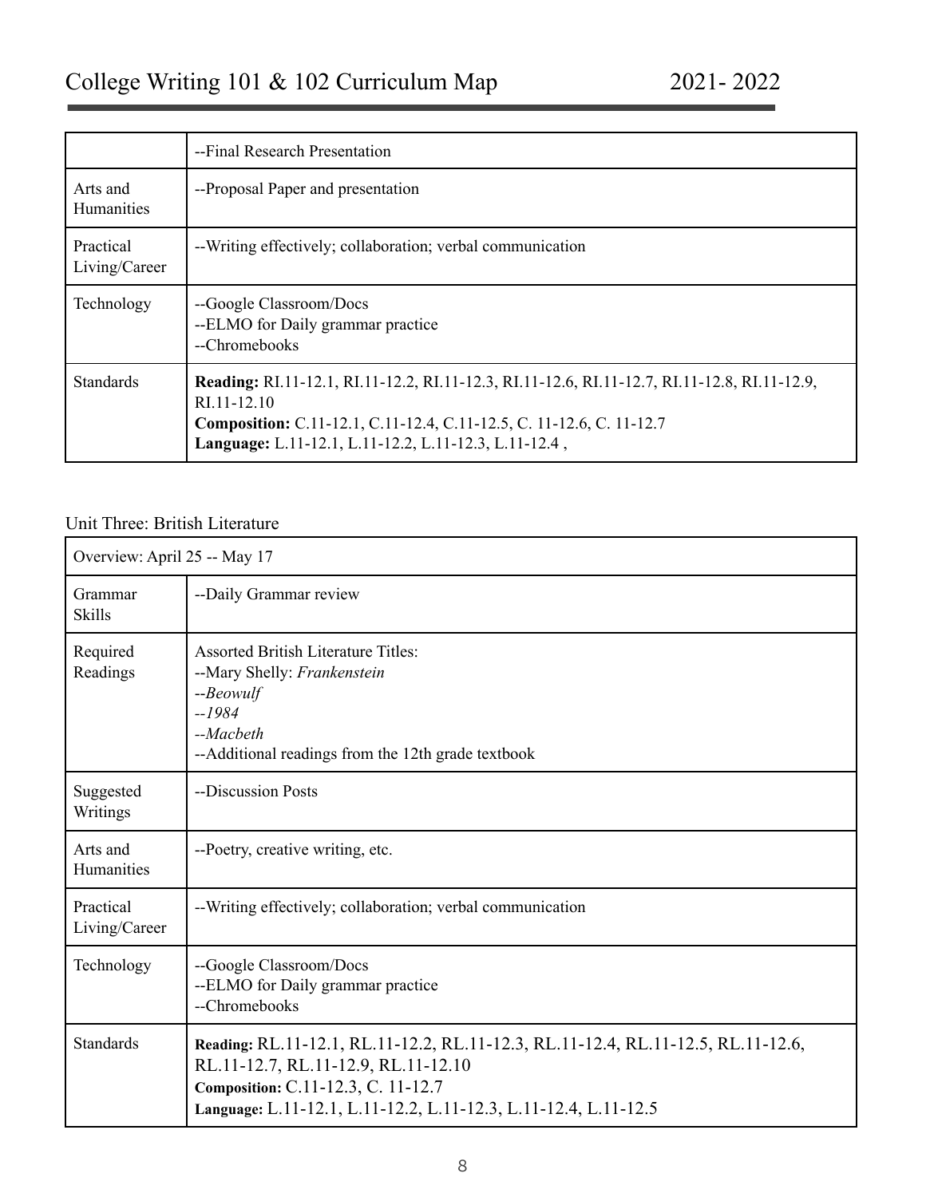|  | --Final Research Presentation |
| --- | --- |
| Arts and Humanities | --Proposal Paper and presentation |
| Practical Living/Career | --Writing effectively; collaboration; verbal communication |
| Technology | --Google Classroom/Docs<br>--ELMO for Daily grammar practice<br>--Chromebooks |
| Standards | **Reading:** RI.11-12.1, RI.11-12.2, RI.11-12.3, RI.11-12.6, RI.11-12.7, RI.11-12.8, RI.11-12.9, RI.11-12.10<br>**Composition:** C.11-12.1, C.11-12.4, C.11-12.5, C. 11-12.6, C. 11-12.7<br>**Language:** L.11-12.1, L.11-12.2, L.11-12.3, L.11-12.4 , |

Unit Three: British Literature

| Overview: April 25 -- May 17 | |
| --- | --- |
| Grammar Skills | --Daily Grammar review |
| Required Readings | Assorted British Literature Titles:<br>--Mary Shelly: *Frankenstein*<br>--*Beowulf*<br>--*1984*<br>--*Macbeth*<br>--Additional readings from the 12th grade textbook |
| Suggested Writings | --Discussion Posts |
| Arts and Humanities | --Poetry, creative writing, etc. |
| Practical Living/Career | --Writing effectively; collaboration; verbal communication |
| Technology | --Google Classroom/Docs<br>--ELMO for Daily grammar practice<br>--Chromebooks |
| Standards | **Reading:** RL.11-12.1, RL.11-12.2, RL.11-12.3, RL.11-12.4, RL.11-12.5, RL.11-12.6, RL.11-12.7, RL.11-12.9, RL.11-12.10<br>**Composition:** C.11-12.3, C. 11-12.7<br>**Language:** L.11-12.1, L.11-12.2, L.11-12.3, L.11-12.4, L.11-12.5 |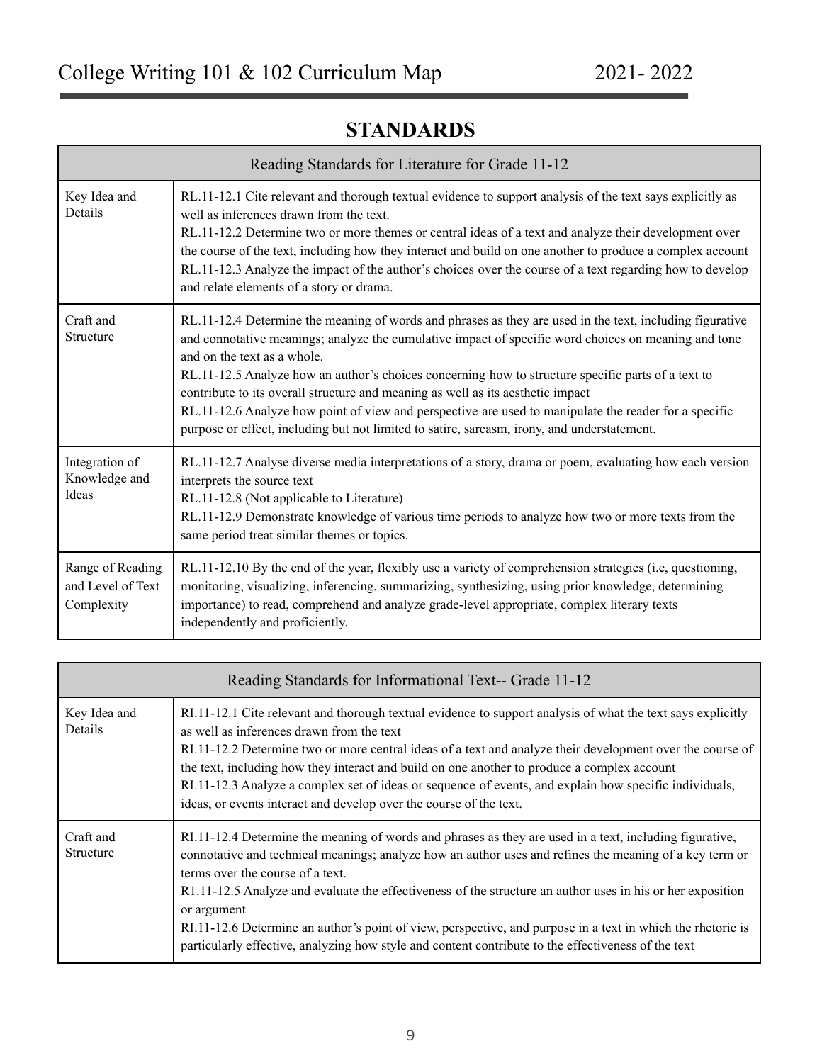## STANDARDS

| Reading Standards for Literature for Grade 11-12 | |
|---|---|
| Key Idea and Details | RL.11-12.1 Cite relevant and thorough textual evidence to support analysis of the text says explicitly as well as inferences drawn from the text.<br>RL.11-12.2 Determine two or more themes or central ideas of a text and analyze their development over the course of the text, including how they interact and build on one another to produce a complex account<br>RL.11-12.3 Analyze the impact of the author's choices over the course of a text regarding how to develop and relate elements of a story or drama. |
| Craft and Structure | RL.11-12.4 Determine the meaning of words and phrases as they are used in the text, including figurative and connotative meanings; analyze the cumulative impact of specific word choices on meaning and tone and on the text as a whole.<br>RL.11-12.5 Analyze how an author's choices concerning how to structure specific parts of a text to contribute to its overall structure and meaning as well as its aesthetic impact<br>RL.11-12.6 Analyze how point of view and perspective are used to manipulate the reader for a specific purpose or effect, including but not limited to satire, sarcasm, irony, and understatement. |
| Integration of Knowledge and Ideas | RL.11-12.7 Analyse diverse media interpretations of a story, drama or poem, evaluating how each version interprets the source text<br>RL.11-12.8 (Not applicable to Literature)<br>RL.11-12.9 Demonstrate knowledge of various time periods to analyze how two or more texts from the same period treat similar themes or topics. |
| Range of Reading and Level of Text Complexity | RL.11-12.10 By the end of the year, flexibly use a variety of comprehension strategies (i.e, questioning, monitoring, visualizing, inferencing, summarizing, synthesizing, using prior knowledge, determining importance) to read, comprehend and analyze grade-level appropriate, complex literary texts independently and proficiently. |

| Reading Standards for Informational Text-- Grade 11-12 | |
|---|---|
| Key Idea and Details | RI.11-12.1 Cite relevant and thorough textual evidence to support analysis of what the text says explicitly as well as inferences drawn from the text<br>RI.11-12.2 Determine two or more central ideas of a text and analyze their development over the course of the text, including how they interact and build on one another to produce a complex account<br>RI.11-12.3 Analyze a complex set of ideas or sequence of events, and explain how specific individuals, ideas, or events interact and develop over the course of the text. |
| Craft and Structure | RI.11-12.4 Determine the meaning of words and phrases as they are used in a text, including figurative, connotative and technical meanings; analyze how an author uses and refines the meaning of a key term or terms over the course of a text.<br>R1.11-12.5 Analyze and evaluate the effectiveness of the structure an author uses in his or her exposition or argument<br>RI.11-12.6 Determine an author's point of view, perspective, and purpose in a text in which the rhetoric is particularly effective, analyzing how style and content contribute to the effectiveness of the text |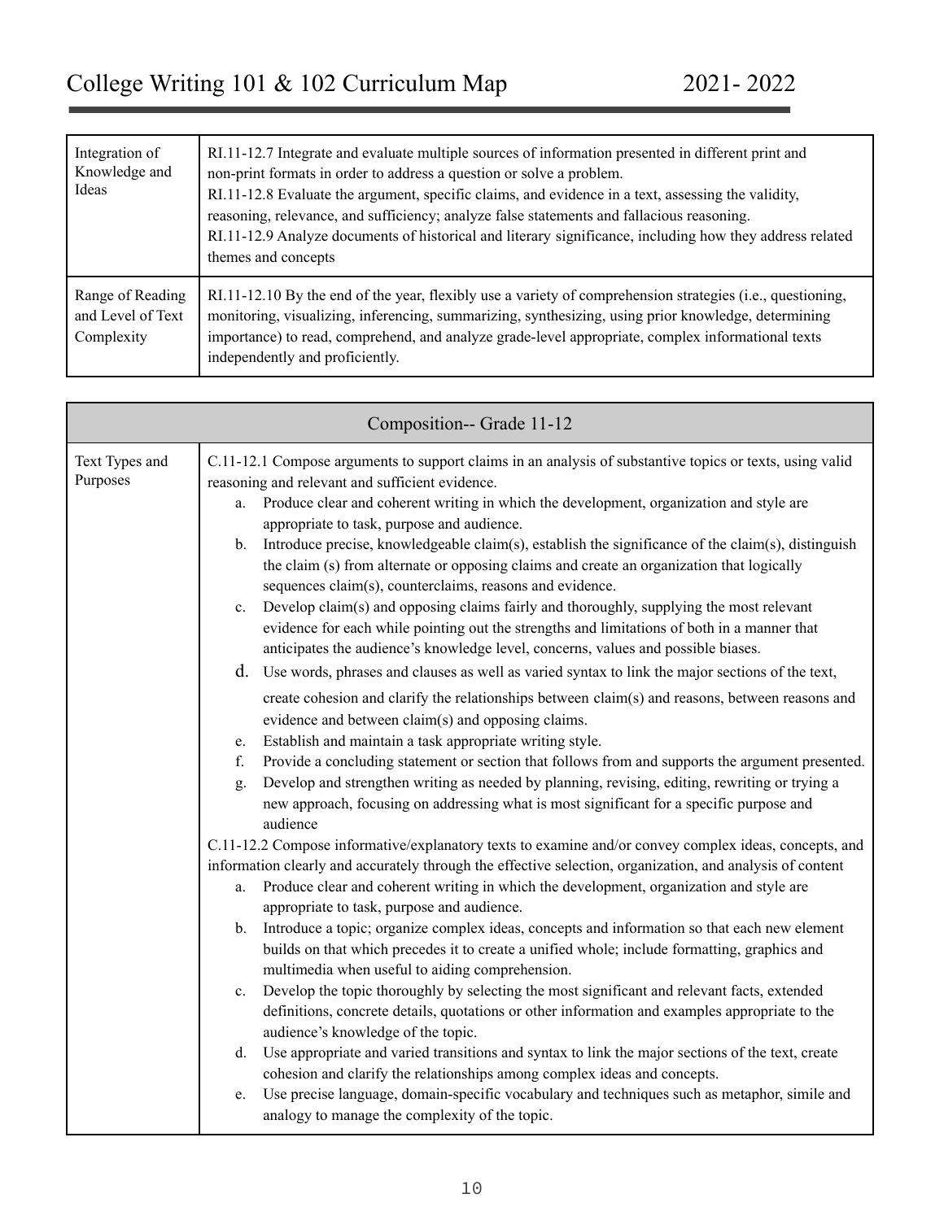| Integration of Knowledge and Ideas | RI.11-12.7 Integrate and evaluate multiple sources of information presented in different print and non-print formats in order to address a question or solve a problem.<br>RI.11-12.8 Evaluate the argument, specific claims, and evidence in a text, assessing the validity, reasoning, relevance, and sufficiency; analyze false statements and fallacious reasoning.<br>RI.11-12.9 Analyze documents of historical and literary significance, including how they address related themes and concepts |
|---|---|
| Range of Reading and Level of Text Complexity | RI.11-12.10 By the end of the year, flexibly use a variety of comprehension strategies (i.e., questioning, monitoring, visualizing, inferencing, summarizing, synthesizing, using prior knowledge, determining importance) to read, comprehend, and analyze grade-level appropriate, complex informational texts independently and proficiently. |

| Composition-- Grade 11-12 | |
|---|---|
| Text Types and Purposes | C.11-12.1 Compose arguments to support claims in an analysis of substantive topics or texts, using valid reasoning and relevant and sufficient evidence.<br>a. Produce clear and coherent writing in which the development, organization and style are appropriate to task, purpose and audience.<br>b. Introduce precise, knowledgeable claim(s), establish the significance of the claim(s), distinguish the claim (s) from alternate or opposing claims and create an organization that logically sequences claim(s), counterclaims, reasons and evidence.<br>c. Develop claim(s) and opposing claims fairly and thoroughly, supplying the most relevant evidence for each while pointing out the strengths and limitations of both in a manner that anticipates the audience's knowledge level, concerns, values and possible biases.<br>d. Use words, phrases and clauses as well as varied syntax to link the major sections of the text, create cohesion and clarify the relationships between claim(s) and reasons, between reasons and evidence and between claim(s) and opposing claims.<br>e. Establish and maintain a task appropriate writing style.<br>f. Provide a concluding statement or section that follows from and supports the argument presented.<br>g. Develop and strengthen writing as needed by planning, revising, editing, rewriting or trying a new approach, focusing on addressing what is most significant for a specific purpose and audience<br>C.11-12.2 Compose informative/explanatory texts to examine and/or convey complex ideas, concepts, and information clearly and accurately through the effective selection, organization, and analysis of content<br>a. Produce clear and coherent writing in which the development, organization and style are appropriate to task, purpose and audience.<br>b. Introduce a topic; organize complex ideas, concepts and information so that each new element builds on that which precedes it to create a unified whole; include formatting, graphics and multimedia when useful to aiding comprehension.<br>c. Develop the topic thoroughly by selecting the most significant and relevant facts, extended definitions, concrete details, quotations or other information and examples appropriate to the audience's knowledge of the topic.<br>d. Use appropriate and varied transitions and syntax to link the major sections of the text, create cohesion and clarify the relationships among complex ideas and concepts.<br>e. Use precise language, domain-specific vocabulary and techniques such as metaphor, simile and analogy to manage the complexity of the topic. |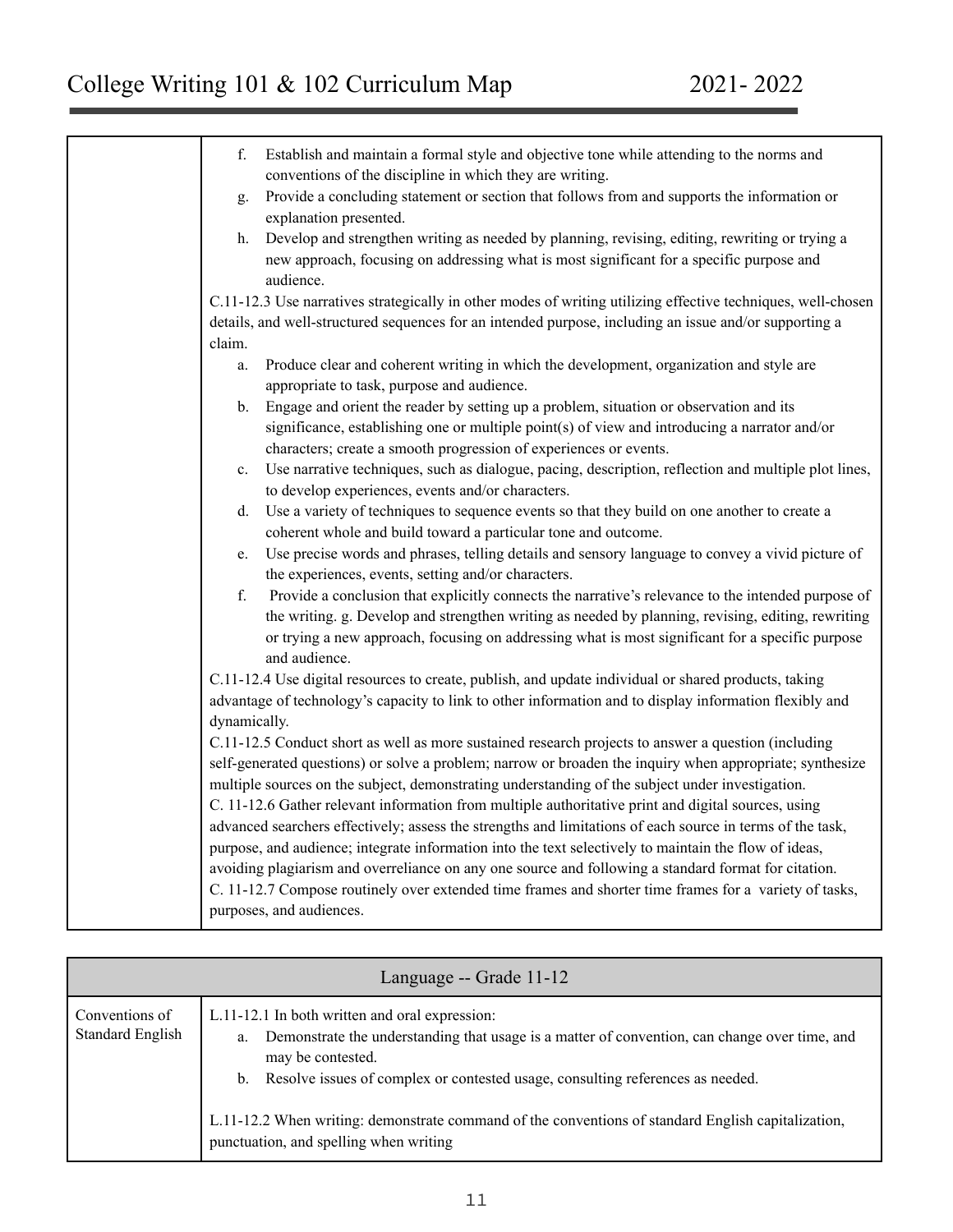| | f. Establish and maintain a formal style and objective tone while attending to the norms and conventions of the discipline in which they are writing.<br>g. Provide a concluding statement or section that follows from and supports the information or explanation presented.<br>h. Develop and strengthen writing as needed by planning, revising, editing, rewriting or trying a new approach, focusing on addressing what is most significant for a specific purpose and audience.<br>C.11-12.3 Use narratives strategically in other modes of writing utilizing effective techniques, well-chosen details, and well-structured sequences for an intended purpose, including an issue and/or supporting a claim.<br>a. Produce clear and coherent writing in which the development, organization and style are appropriate to task, purpose and audience.<br>b. Engage and orient the reader by setting up a problem, situation or observation and its significance, establishing one or multiple point(s) of view and introducing a narrator and/or characters; create a smooth progression of experiences or events.<br>c. Use narrative techniques, such as dialogue, pacing, description, reflection and multiple plot lines, to develop experiences, events and/or characters.<br>d. Use a variety of techniques to sequence events so that they build on one another to create a coherent whole and build toward a particular tone and outcome.<br>e. Use precise words and phrases, telling details and sensory language to convey a vivid picture of the experiences, events, setting and/or characters.<br>f. Provide a conclusion that explicitly connects the narrative's relevance to the intended purpose of the writing. g. Develop and strengthen writing as needed by planning, revising, editing, rewriting or trying a new approach, focusing on addressing what is most significant for a specific purpose and audience.<br>C.11-12.4 Use digital resources to create, publish, and update individual or shared products, taking advantage of technology's capacity to link to other information and to display information flexibly and dynamically.<br>C.11-12.5 Conduct short as well as more sustained research projects to answer a question (including self-generated questions) or solve a problem; narrow or broaden the inquiry when appropriate; synthesize multiple sources on the subject, demonstrating understanding of the subject under investigation.<br>C. 11-12.6 Gather relevant information from multiple authoritative print and digital sources, using advanced searchers effectively; assess the strengths and limitations of each source in terms of the task, purpose, and audience; integrate information into the text selectively to maintain the flow of ideas, avoiding plagiarism and overreliance on any one source and following a standard format for citation.<br>C. 11-12.7 Compose routinely over extended time frames and shorter time frames for a variety of tasks, purposes, and audiences. |
|---|---|

| Language -- Grade 11-12 | |
|---|---|
| Conventions of Standard English | L.11-12.1 In both written and oral expression:<br>a. Demonstrate the understanding that usage is a matter of convention, can change over time, and may be contested.<br>b. Resolve issues of complex or contested usage, consulting references as needed.<br><br>L.11-12.2 When writing: demonstrate command of the conventions of standard English capitalization, punctuation, and spelling when writing |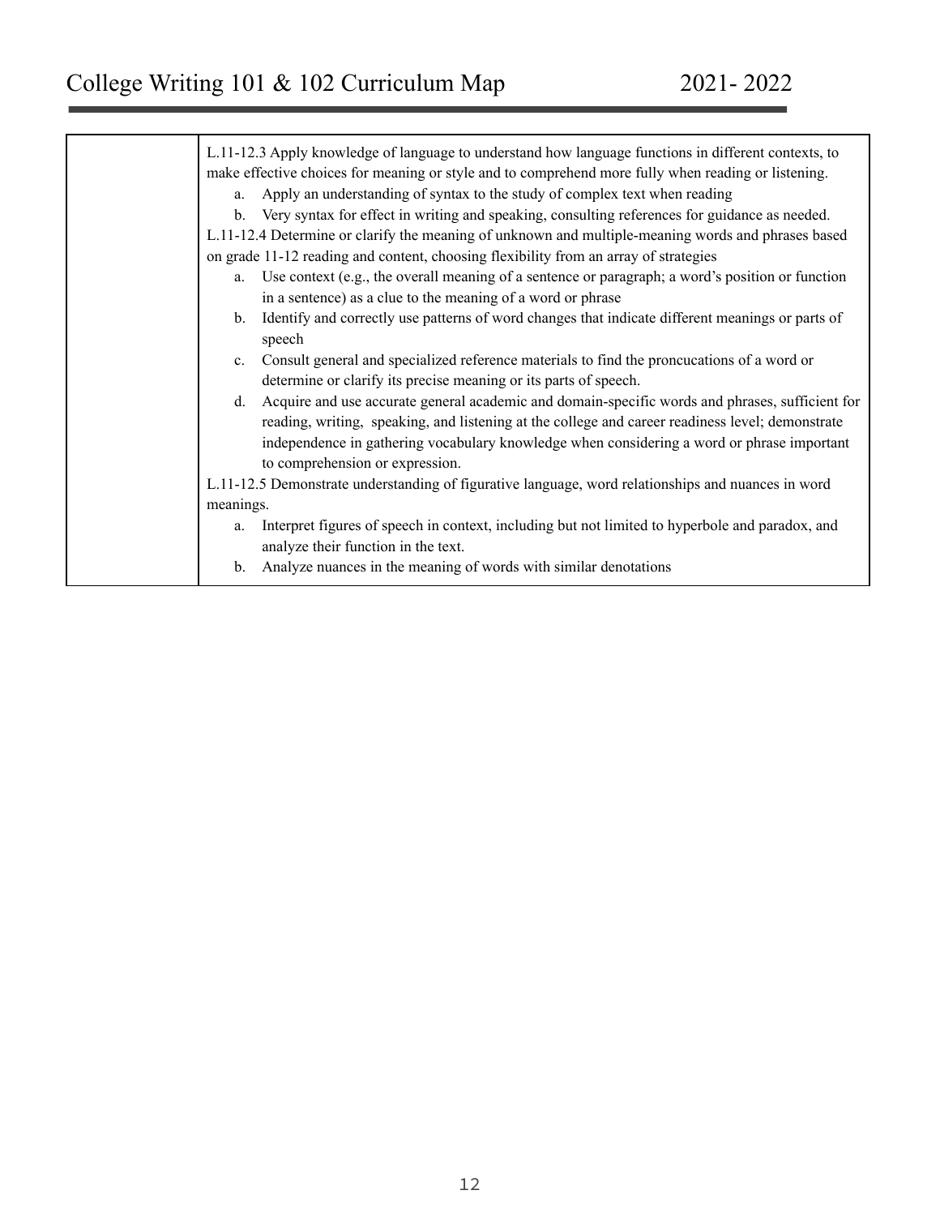| | |
|---|---|
| | L.11-12.3 Apply knowledge of language to understand how language functions in different contexts, to make effective choices for meaning or style and to comprehend more fully when reading or listening.<br>a. Apply an understanding of syntax to the study of complex text when reading<br>b. Very syntax for effect in writing and speaking, consulting references for guidance as needed.<br>L.11-12.4 Determine or clarify the meaning of unknown and multiple-meaning words and phrases based on grade 11-12 reading and content, choosing flexibility from an array of strategies<br>a. Use context (e.g., the overall meaning of a sentence or paragraph; a word's position or function in a sentence) as a clue to the meaning of a word or phrase<br>b. Identify and correctly use patterns of word changes that indicate different meanings or parts of speech<br>c. Consult general and specialized reference materials to find the proncucations of a word or determine or clarify its precise meaning or its parts of speech.<br>d. Acquire and use accurate general academic and domain-specific words and phrases, sufficient for reading, writing, speaking, and listening at the college and career readiness level; demonstrate independence in gathering vocabulary knowledge when considering a word or phrase important to comprehension or expression.<br>L.11-12.5 Demonstrate understanding of figurative language, word relationships and nuances in word meanings.<br>a. Interpret figures of speech in context, including but not limited to hyperbole and paradox, and analyze their function in the text.<br>b. Analyze nuances in the meaning of words with similar denotations |